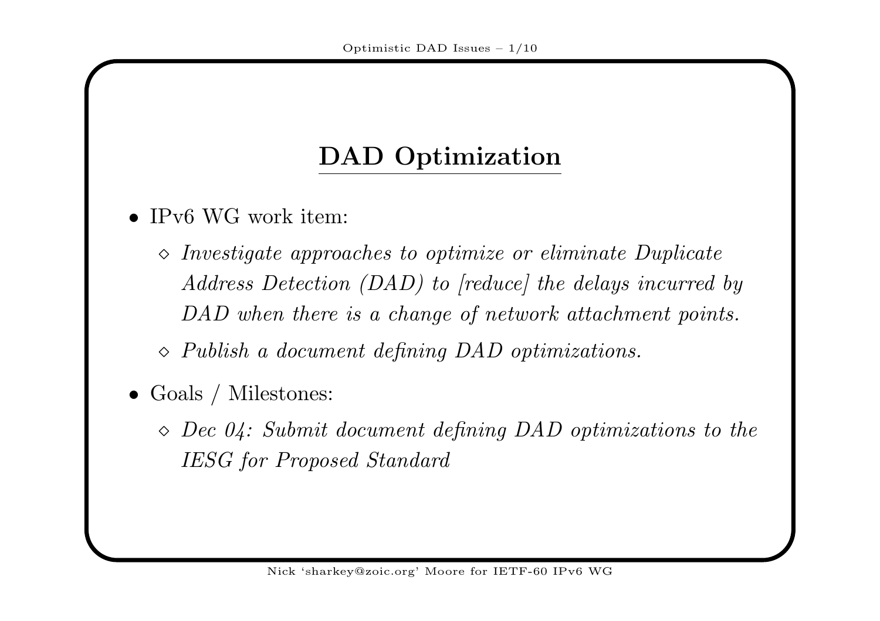# DAD Optimization

- IPv6 WG work item:
  - ◇ *Investigate approaches to optimize or eliminate Duplicate Address Detection (DAD) to [reduce] the delays incurred by DAD when there is a change of network attachment points.*
  - ◇ *Publish a document defining DAD optimizations.*
- Goals / Milestones:
  - ◇ *Dec 04: Submit document defining DAD optimizations to the IESG for Proposed Standard*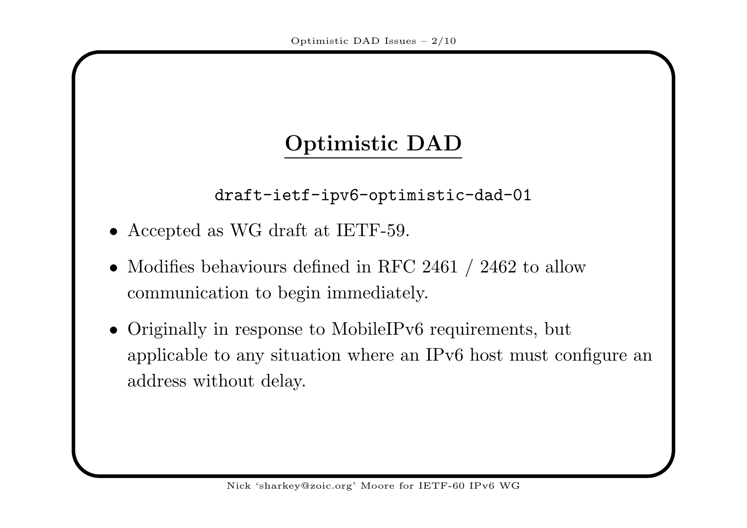# Optimistic DAD

`draft-ietf-ipv6-optimistic-dad-01`

- Accepted as WG draft at IETF-59.
- Modifies behaviours defined in RFC 2461 / 2462 to allow communication to begin immediately.
- Originally in response to MobileIPv6 requirements, but applicable to any situation where an IPv6 host must configure an address without delay.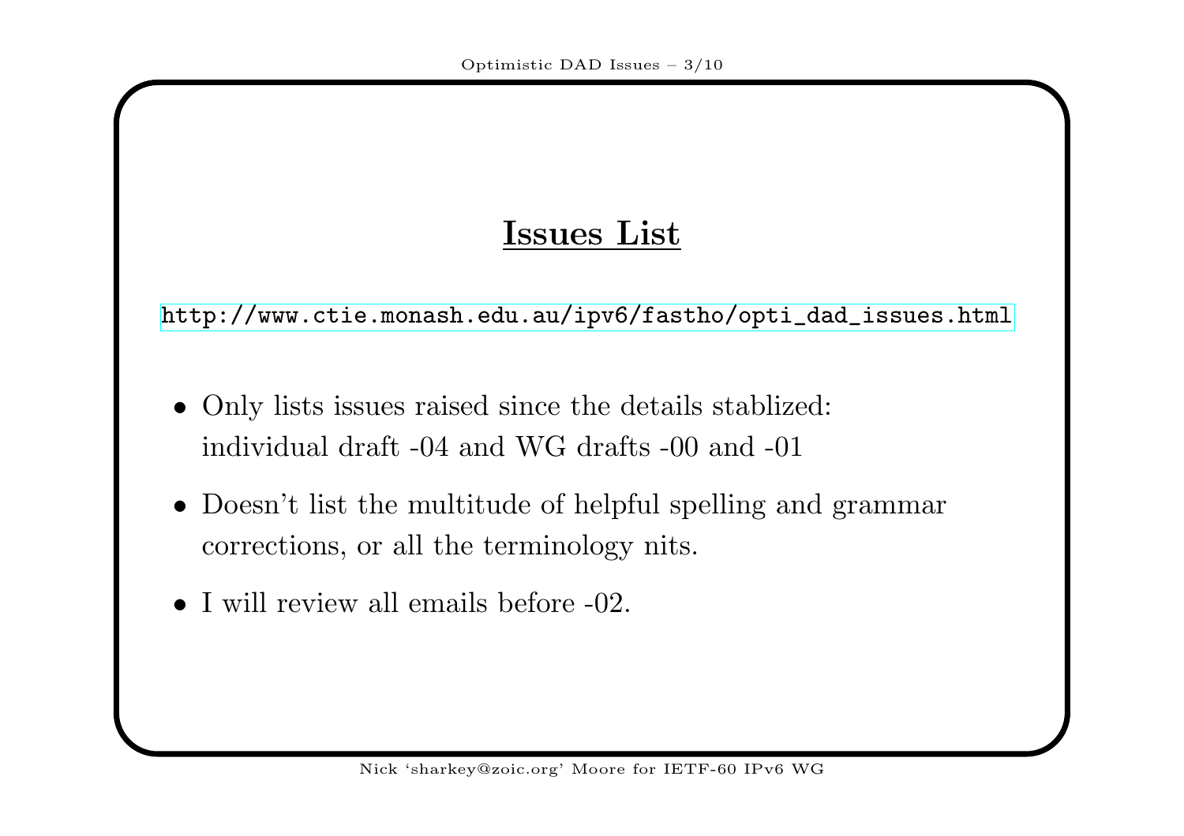## Issues List

http://www.ctie.monash.edu.au/ipv6/fastho/opti_dad_issues.html

- Only lists issues raised since the details stablized: individual draft -04 and WG drafts -00 and -01
- Doesn't list the multitude of helpful spelling and grammar corrections, or all the terminology nits.
- I will review all emails before -02.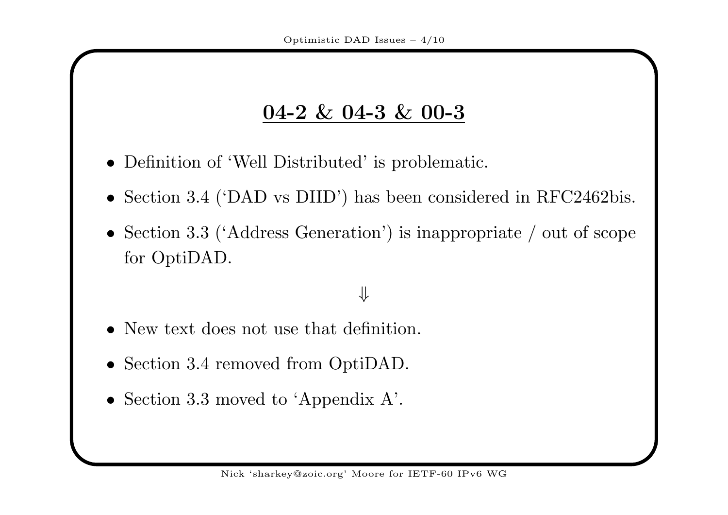## 04-2 & 04-3 & 00-3

- Definition of 'Well Distributed' is problematic.
- Section 3.4 ('DAD vs DIID') has been considered in RFC2462bis.
- Section 3.3 ('Address Generation') is inappropriate / out of scope for OptiDAD.

$$\Downarrow$$

- New text does not use that definition.
- Section 3.4 removed from OptiDAD.
- Section 3.3 moved to 'Appendix A'.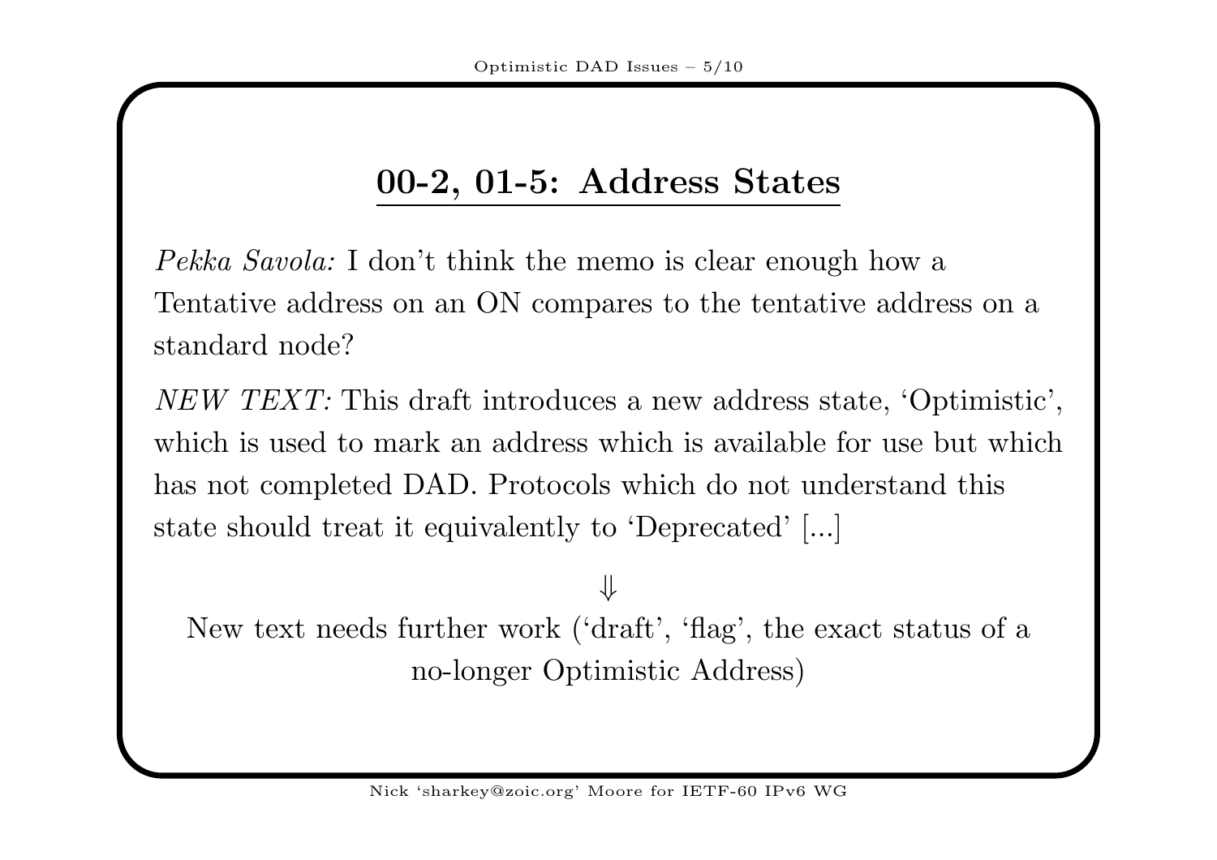## 00-2, 01-5: Address States

*Pekka Savola:* I don't think the memo is clear enough how a Tentative address on an ON compares to the tentative address on a standard node?

*NEW TEXT:* This draft introduces a new address state, 'Optimistic', which is used to mark an address which is available for use but which has not completed DAD. Protocols which do not understand this state should treat it equivalently to 'Deprecated' [...]

$\Downarrow$

New text needs further work ('draft', 'flag', the exact status of a no-longer Optimistic Address)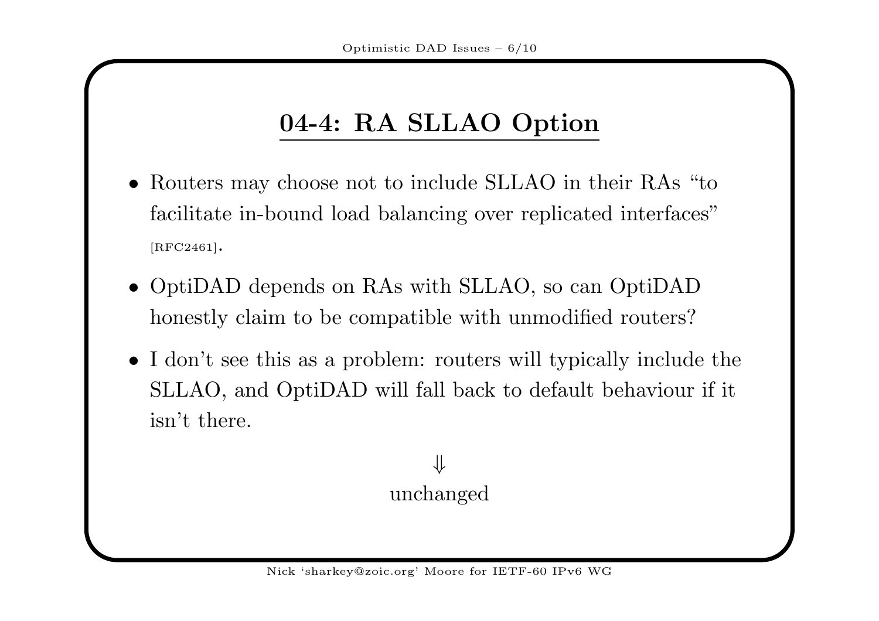# 04-4: RA SLLAO Option

- Routers may choose not to include SLLAO in their RAs "to facilitate in-bound load balancing over replicated interfaces" [RFC2461].
- OptiDAD depends on RAs with SLLAO, so can OptiDAD honestly claim to be compatible with unmodified routers?
- I don't see this as a problem: routers will typically include the SLLAO, and OptiDAD will fall back to default behaviour if it isn't there.

$$\Downarrow$$

unchanged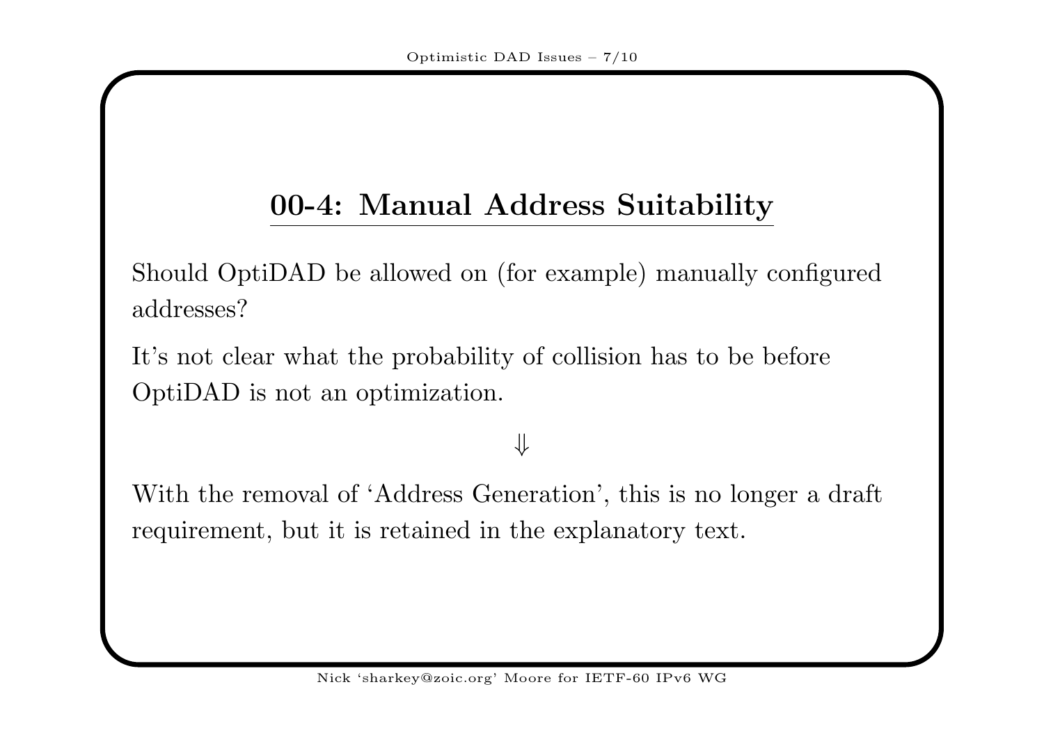## 00-4: Manual Address Suitability

Should OptiDAD be allowed on (for example) manually configured addresses?

It's not clear what the probability of collision has to be before OptiDAD is not an optimization.

$$\Downarrow$$

With the removal of 'Address Generation', this is no longer a draft requirement, but it is retained in the explanatory text.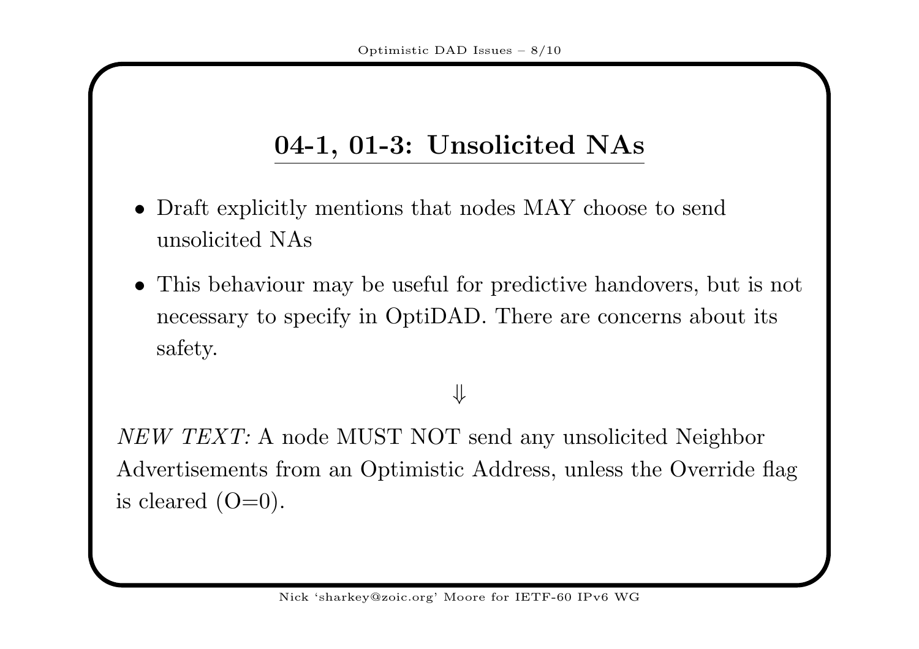## 04-1, 01-3: Unsolicited NAs

- Draft explicitly mentions that nodes MAY choose to send unsolicited NAs
- This behaviour may be useful for predictive handovers, but is not necessary to specify in OptiDAD. There are concerns about its safety.

$$\Downarrow$$

*NEW TEXT:* A node MUST NOT send any unsolicited Neighbor Advertisements from an Optimistic Address, unless the Override flag is cleared (O=0).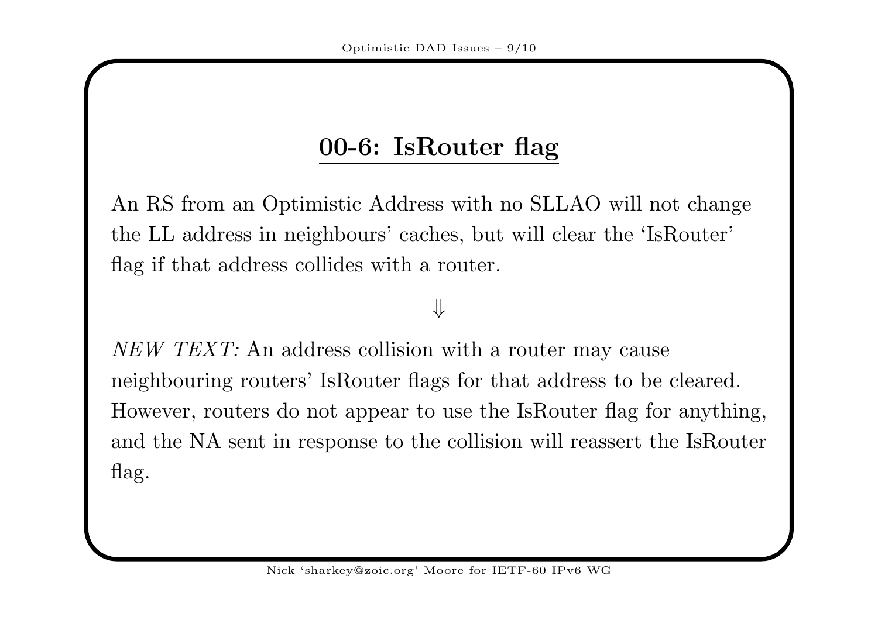## 00-6: IsRouter flag

An RS from an Optimistic Address with no SLLAO will not change the LL address in neighbours' caches, but will clear the 'IsRouter' flag if that address collides with a router.

$$\Downarrow$$

*NEW TEXT:* An address collision with a router may cause neighbouring routers' IsRouter flags for that address to be cleared. However, routers do not appear to use the IsRouter flag for anything, and the NA sent in response to the collision will reassert the IsRouter flag.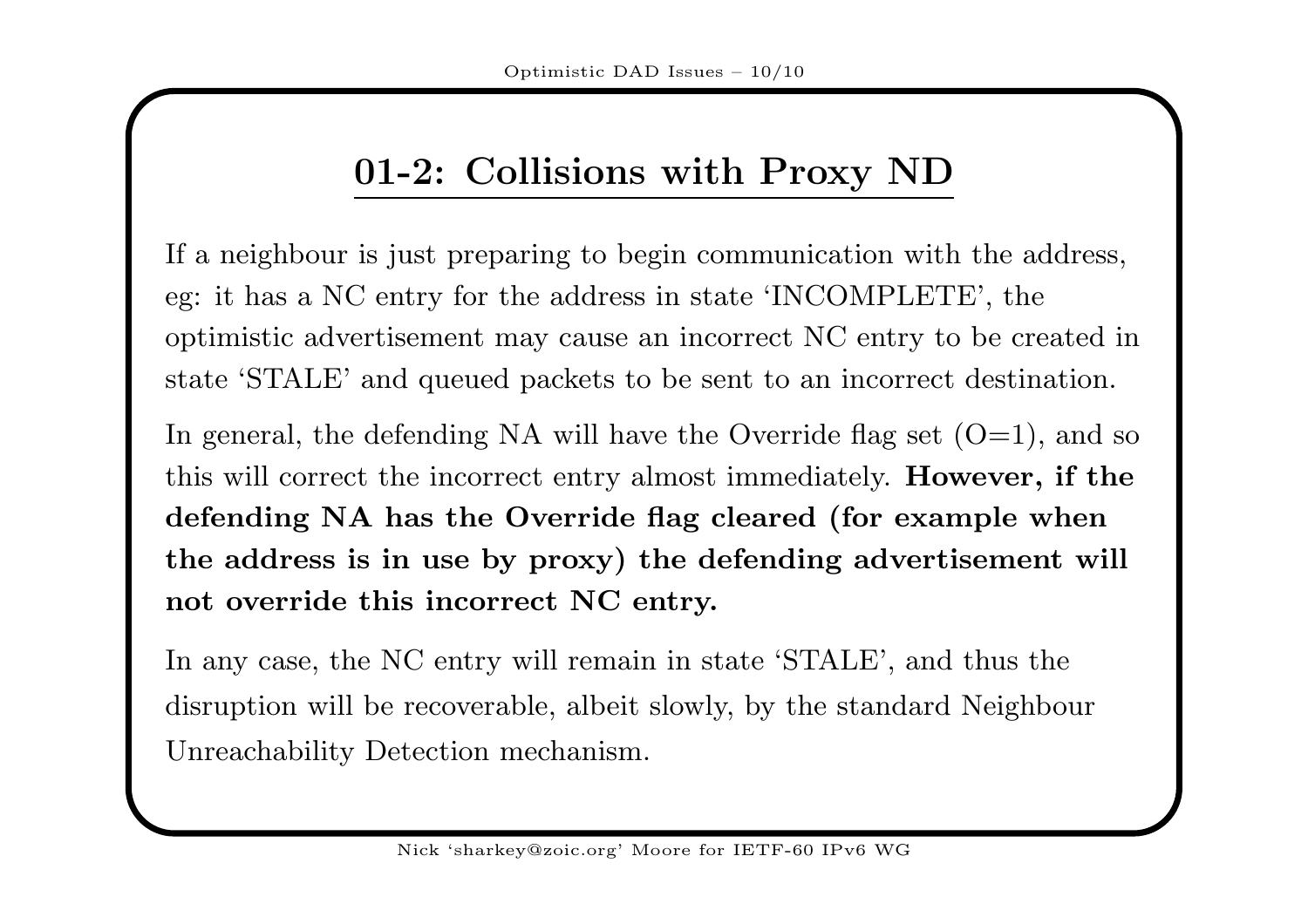# 01-2: Collisions with Proxy ND

If a neighbour is just preparing to begin communication with the address, eg: it has a NC entry for the address in state 'INCOMPLETE', the optimistic advertisement may cause an incorrect NC entry to be created in state 'STALE' and queued packets to be sent to an incorrect destination.

In general, the defending NA will have the Override flag set (O=1), and so this will correct the incorrect entry almost immediately. **However, if the defending NA has the Override flag cleared (for example when the address is in use by proxy) the defending advertisement will not override this incorrect NC entry.**

In any case, the NC entry will remain in state 'STALE', and thus the disruption will be recoverable, albeit slowly, by the standard Neighbour Unreachability Detection mechanism.